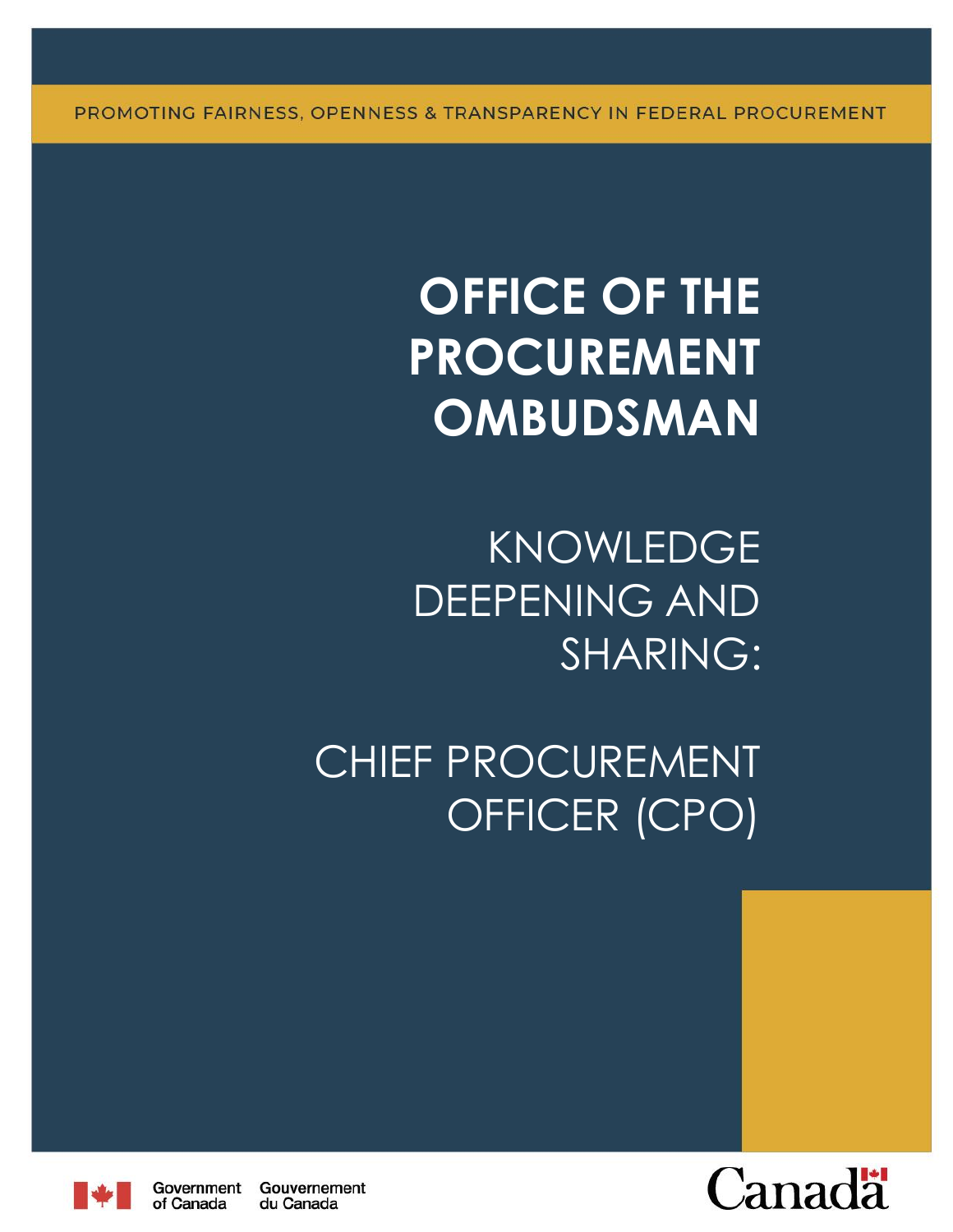PROMOTING FAIRNESS, OPENNESS & TRANSPARENCY IN FEDERAL PROCUREMENT

# OFFICE OF THE PROCUREMENT OMBUDSMAN

## KNOWLEDGE DEEPENING AND SHARING:

## CHIEF PROCUREMENT OFFICER (CPO)

Government of Canada Gouvernement du Canada

Canada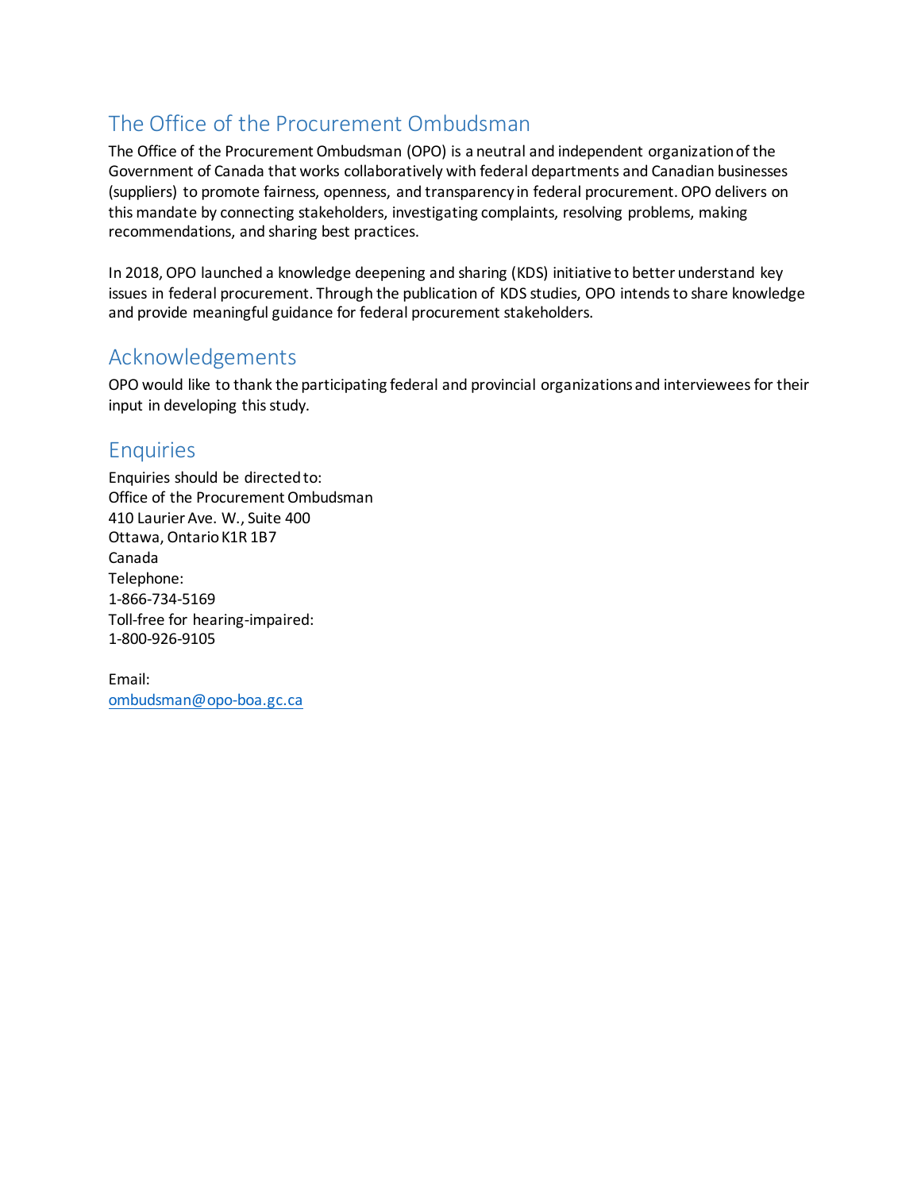## The Office of the Procurement Ombudsman

The Office of the Procurement Ombudsman (OPO) is a neutral and independent organization of the Government of Canada that works collaboratively with federal departments and Canadian businesses (suppliers) to promote fairness, openness, and transparency in federal procurement. OPO delivers on this mandate by connecting stakeholders, investigating complaints, resolving problems, making recommendations, and sharing best practices.

In 2018, OPO launched a knowledge deepening and sharing (KDS) initiative to better understand key issues in federal procurement. Through the publication of KDS studies, OPO intends to share knowledge and provide meaningful guidance for federal procurement stakeholders.

## Acknowledgements

OPO would like to thank the participating federal and provincial organizations and interviewees for their input in developing this study.

## Enquiries

Enquiries should be directed to:
Office of the Procurement Ombudsman
410 Laurier Ave. W., Suite 400
Ottawa, Ontario K1R 1B7
Canada
Telephone:
1-866-734-5169
Toll-free for hearing-impaired:
1-800-926-9105

Email:
ombudsman@opo-boa.gc.ca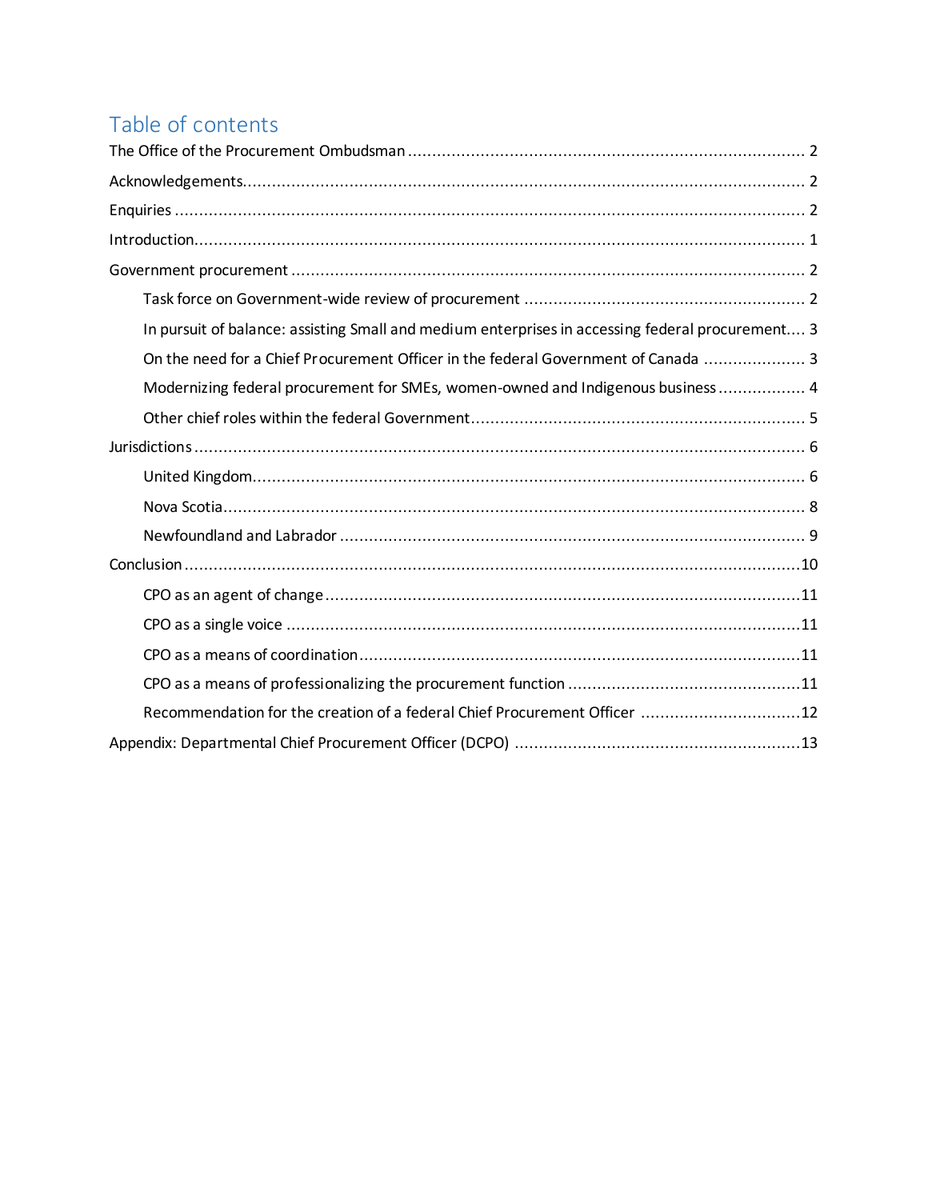# Table of contents

The Office of the Procurement Ombudsman ..... 2

Acknowledgements..... 2

Enquiries ..... 2

Introduction..... 1

Government procurement ..... 2

- Task force on Government-wide review of procurement ..... 2
- In pursuit of balance: assisting Small and medium enterprises in accessing federal procurement.... 3
- On the need for a Chief Procurement Officer in the federal Government of Canada ..... 3
- Modernizing federal procurement for SMEs, women-owned and Indigenous business ..... 4
- Other chief roles within the federal Government..... 5

Jurisdictions ..... 6

- United Kingdom..... 6
- Nova Scotia..... 8
- Newfoundland and Labrador ..... 9

Conclusion ..... 10

- CPO as an agent of change ..... 11
- CPO as a single voice ..... 11
- CPO as a means of coordination..... 11
- CPO as a means of professionalizing the procurement function ..... 11
- Recommendation for the creation of a federal Chief Procurement Officer ..... 12

Appendix: Departmental Chief Procurement Officer (DCPO) ..... 13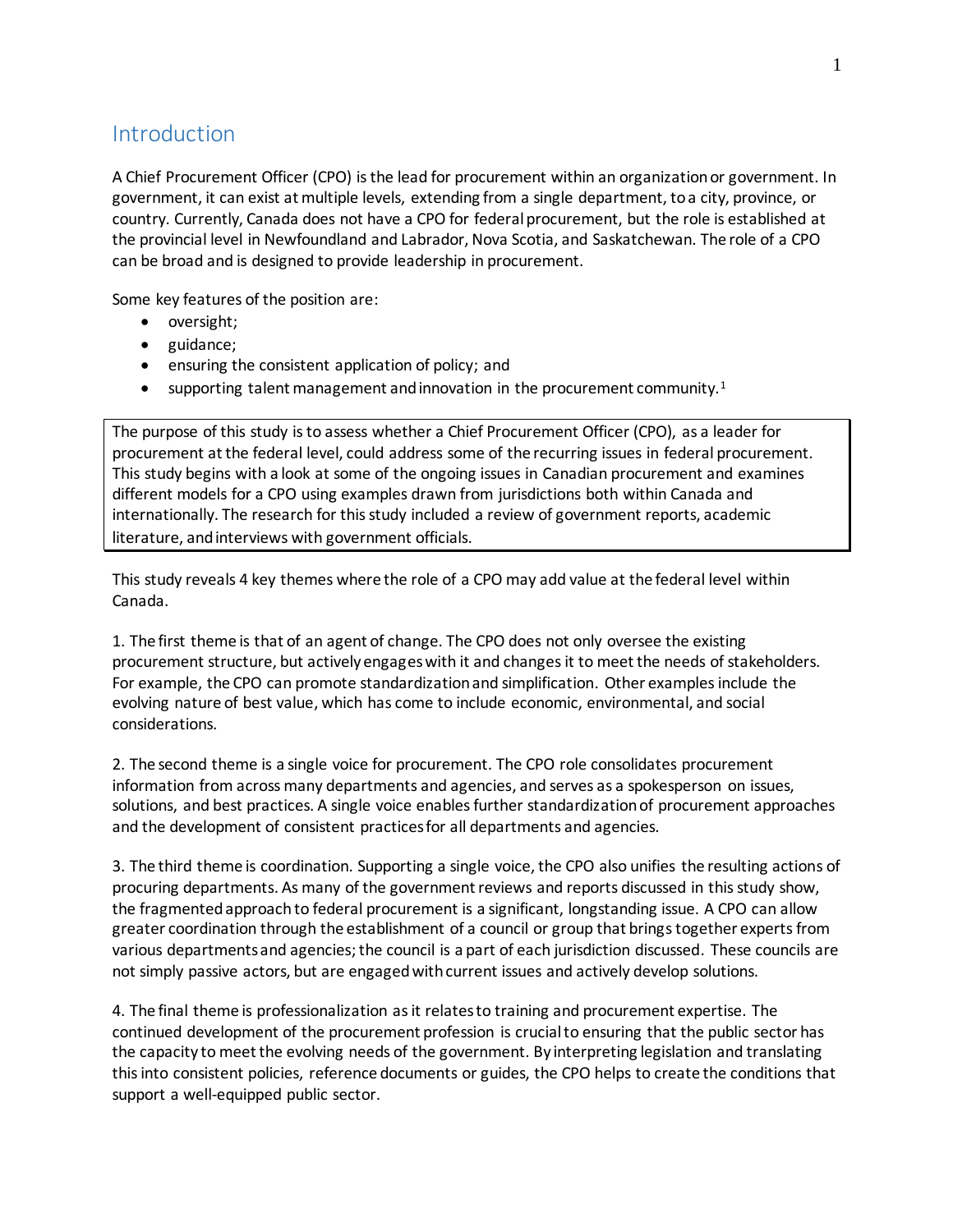## Introduction

A Chief Procurement Officer (CPO) is the lead for procurement within an organization or government. In government, it can exist at multiple levels, extending from a single department, to a city, province, or country. Currently, Canada does not have a CPO for federal procurement, but the role is established at the provincial level in Newfoundland and Labrador, Nova Scotia, and Saskatchewan. The role of a CPO can be broad and is designed to provide leadership in procurement.

Some key features of the position are:

- oversight;
- guidance;
- ensuring the consistent application of policy; and
- supporting talent management and innovation in the procurement community.[1]

> The purpose of this study is to assess whether a Chief Procurement Officer (CPO), as a leader for procurement at the federal level, could address some of the recurring issues in federal procurement. This study begins with a look at some of the ongoing issues in Canadian procurement and examines different models for a CPO using examples drawn from jurisdictions both within Canada and internationally. The research for this study included a review of government reports, academic literature, and interviews with government officials.

This study reveals 4 key themes where the role of a CPO may add value at the federal level within Canada.

1. The first theme is that of an agent of change. The CPO does not only oversee the existing procurement structure, but actively engages with it and changes it to meet the needs of stakeholders. For example, the CPO can promote standardization and simplification. Other examples include the evolving nature of best value, which has come to include economic, environmental, and social considerations.

2. The second theme is a single voice for procurement. The CPO role consolidates procurement information from across many departments and agencies, and serves as a spokesperson on issues, solutions, and best practices. A single voice enables further standardization of procurement approaches and the development of consistent practices for all departments and agencies.

3. The third theme is coordination. Supporting a single voice, the CPO also unifies the resulting actions of procuring departments. As many of the government reviews and reports discussed in this study show, the fragmented approach to federal procurement is a significant, longstanding issue. A CPO can allow greater coordination through the establishment of a council or group that brings together experts from various departments and agencies; the council is a part of each jurisdiction discussed. These councils are not simply passive actors, but are engaged with current issues and actively develop solutions.

4. The final theme is professionalization as it relates to training and procurement expertise. The continued development of the procurement profession is crucial to ensuring that the public sector has the capacity to meet the evolving needs of the government. By interpreting legislation and translating this into consistent policies, reference documents or guides, the CPO helps to create the conditions that support a well-equipped public sector.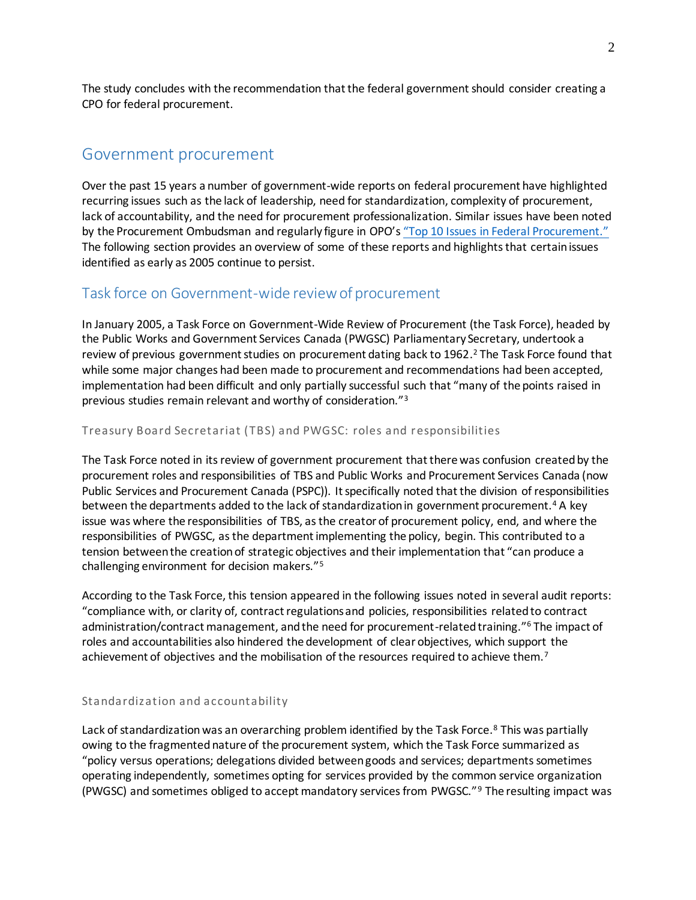The study concludes with the recommendation that the federal government should consider creating a CPO for federal procurement.

## Government procurement

Over the past 15 years a number of government-wide reports on federal procurement have highlighted recurring issues such as the lack of leadership, need for standardization, complexity of procurement, lack of accountability, and the need for procurement professionalization. Similar issues have been noted by the Procurement Ombudsman and regularly figure in OPO's "Top 10 Issues in Federal Procurement." The following section provides an overview of some of these reports and highlights that certain issues identified as early as 2005 continue to persist.

## Task force on Government-wide review of procurement

In January 2005, a Task Force on Government-Wide Review of Procurement (the Task Force), headed by the Public Works and Government Services Canada (PWGSC) Parliamentary Secretary, undertook a review of previous government studies on procurement dating back to 1962.[2] The Task Force found that while some major changes had been made to procurement and recommendations had been accepted, implementation had been difficult and only partially successful such that "many of the points raised in previous studies remain relevant and worthy of consideration."[3]

### Treasury Board Secretariat (TBS) and PWGSC: roles and responsibilities

The Task Force noted in its review of government procurement that there was confusion created by the procurement roles and responsibilities of TBS and Public Works and Procurement Services Canada (now Public Services and Procurement Canada (PSPC)). It specifically noted that the division of responsibilities between the departments added to the lack of standardization in government procurement.[4] A key issue was where the responsibilities of TBS, as the creator of procurement policy, end, and where the responsibilities of PWGSC, as the department implementing the policy, begin. This contributed to a tension between the creation of strategic objectives and their implementation that "can produce a challenging environment for decision makers."[5]

According to the Task Force, this tension appeared in the following issues noted in several audit reports: "compliance with, or clarity of, contract regulations and policies, responsibilities related to contract administration/contract management, and the need for procurement-related training."[6] The impact of roles and accountabilities also hindered the development of clear objectives, which support the achievement of objectives and the mobilisation of the resources required to achieve them.[7]

### Standardization and accountability

Lack of standardization was an overarching problem identified by the Task Force.[8] This was partially owing to the fragmented nature of the procurement system, which the Task Force summarized as "policy versus operations; delegations divided between goods and services; departments sometimes operating independently, sometimes opting for services provided by the common service organization (PWGSC) and sometimes obliged to accept mandatory services from PWGSC."[9] The resulting impact was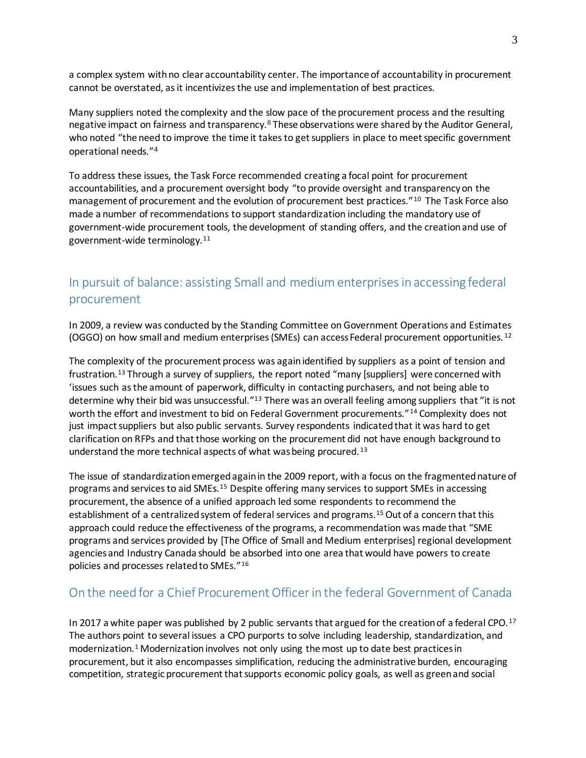a complex system with no clear accountability center. The importance of accountability in procurement cannot be overstated, as it incentivizes the use and implementation of best practices.

Many suppliers noted the complexity and the slow pace of the procurement process and the resulting negative impact on fairness and transparency.[8] These observations were shared by the Auditor General, who noted "the need to improve the time it takes to get suppliers in place to meet specific government operational needs."[4]

To address these issues, the Task Force recommended creating a focal point for procurement accountabilities, and a procurement oversight body "to provide oversight and transparency on the management of procurement and the evolution of procurement best practices."[10] The Task Force also made a number of recommendations to support standardization including the mandatory use of government-wide procurement tools, the development of standing offers, and the creation and use of government-wide terminology.[11]

## In pursuit of balance: assisting Small and medium enterprises in accessing federal procurement

In 2009, a review was conducted by the Standing Committee on Government Operations and Estimates (OGGO) on how small and medium enterprises (SMEs) can access Federal procurement opportunities.[12]

The complexity of the procurement process was again identified by suppliers as a point of tension and frustration.[13] Through a survey of suppliers, the report noted "many [suppliers] were concerned with 'issues such as the amount of paperwork, difficulty in contacting purchasers, and not being able to determine why their bid was unsuccessful."[13] There was an overall feeling among suppliers that "it is not worth the effort and investment to bid on Federal Government procurements."[14] Complexity does not just impact suppliers but also public servants. Survey respondents indicated that it was hard to get clarification on RFPs and that those working on the procurement did not have enough background to understand the more technical aspects of what was being procured.[13]

The issue of standardization emerged again in the 2009 report, with a focus on the fragmented nature of programs and services to aid SMEs.[15] Despite offering many services to support SMEs in accessing procurement, the absence of a unified approach led some respondents to recommend the establishment of a centralized system of federal services and programs.[15] Out of a concern that this approach could reduce the effectiveness of the programs, a recommendation was made that "SME programs and services provided by [The Office of Small and Medium enterprises] regional development agencies and Industry Canada should be absorbed into one area that would have powers to create policies and processes related to SMEs."[16]

## On the need for a Chief Procurement Officer in the federal Government of Canada

In 2017 a white paper was published by 2 public servants that argued for the creation of a federal CPO.[17] The authors point to several issues a CPO purports to solve including leadership, standardization, and modernization.[1] Modernization involves not only using the most up to date best practices in procurement, but it also encompasses simplification, reducing the administrative burden, encouraging competition, strategic procurement that supports economic policy goals, as well as green and social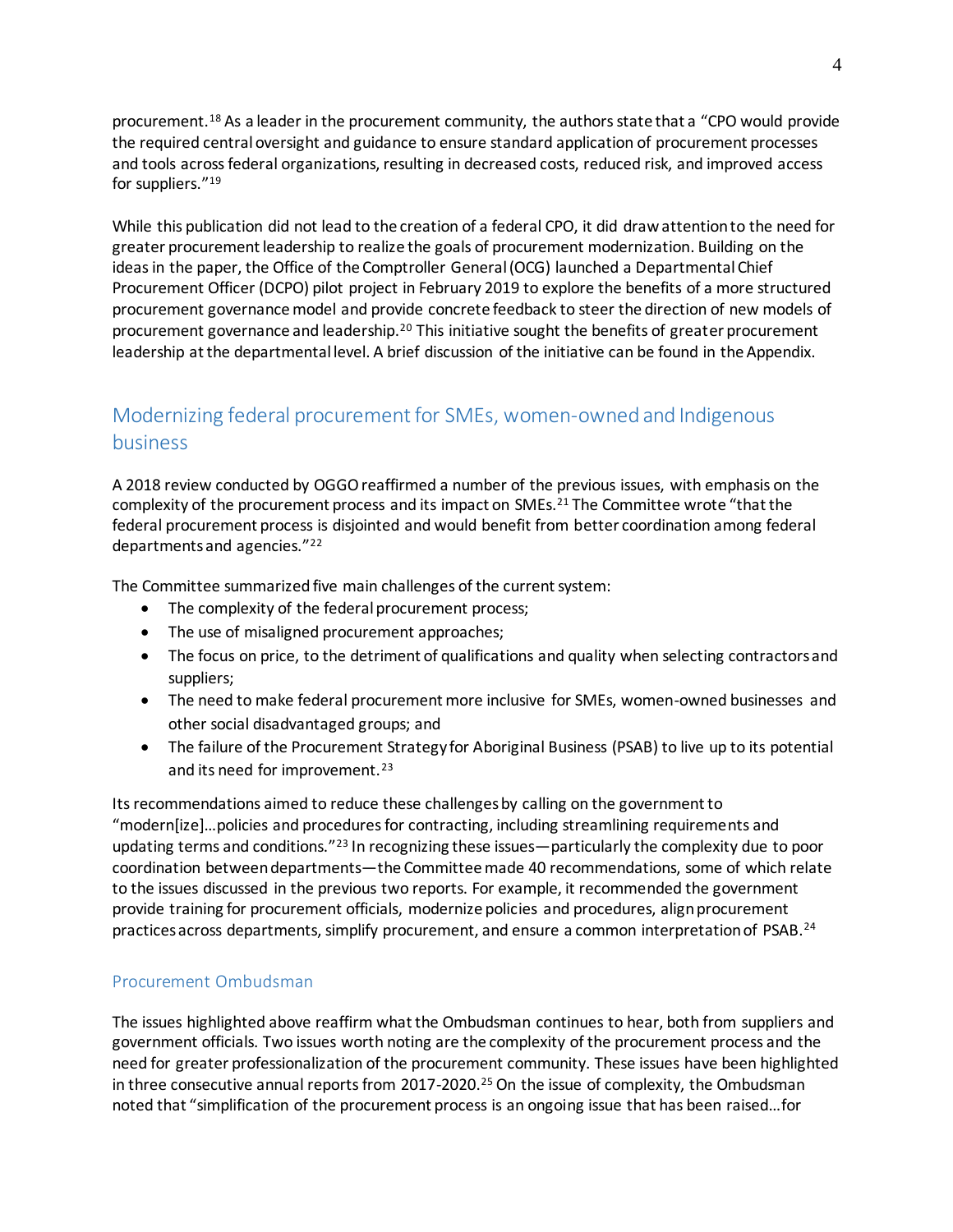procurement.[18] As a leader in the procurement community, the authors state that a "CPO would provide the required central oversight and guidance to ensure standard application of procurement processes and tools across federal organizations, resulting in decreased costs, reduced risk, and improved access for suppliers."[19]

While this publication did not lead to the creation of a federal CPO, it did draw attention to the need for greater procurement leadership to realize the goals of procurement modernization. Building on the ideas in the paper, the Office of the Comptroller General (OCG) launched a Departmental Chief Procurement Officer (DCPO) pilot project in February 2019 to explore the benefits of a more structured procurement governance model and provide concrete feedback to steer the direction of new models of procurement governance and leadership.[20] This initiative sought the benefits of greater procurement leadership at the departmental level. A brief discussion of the initiative can be found in the Appendix.

## Modernizing federal procurement for SMEs, women-owned and Indigenous business

A 2018 review conducted by OGGO reaffirmed a number of the previous issues, with emphasis on the complexity of the procurement process and its impact on SMEs.[21] The Committee wrote "that the federal procurement process is disjointed and would benefit from better coordination among federal departments and agencies."[22]

The Committee summarized five main challenges of the current system:

- The complexity of the federal procurement process;
- The use of misaligned procurement approaches;
- The focus on price, to the detriment of qualifications and quality when selecting contractors and suppliers;
- The need to make federal procurement more inclusive for SMEs, women-owned businesses and other social disadvantaged groups; and
- The failure of the Procurement Strategy for Aboriginal Business (PSAB) to live up to its potential and its need for improvement.[23]

Its recommendations aimed to reduce these challenges by calling on the government to "modern[ize]…policies and procedures for contracting, including streamlining requirements and updating terms and conditions."[23] In recognizing these issues—particularly the complexity due to poor coordination between departments—the Committee made 40 recommendations, some of which relate to the issues discussed in the previous two reports. For example, it recommended the government provide training for procurement officials, modernize policies and procedures, align procurement practices across departments, simplify procurement, and ensure a common interpretation of PSAB.[24]

### Procurement Ombudsman

The issues highlighted above reaffirm what the Ombudsman continues to hear, both from suppliers and government officials. Two issues worth noting are the complexity of the procurement process and the need for greater professionalization of the procurement community. These issues have been highlighted in three consecutive annual reports from 2017-2020.[25] On the issue of complexity, the Ombudsman noted that "simplification of the procurement process is an ongoing issue that has been raised…for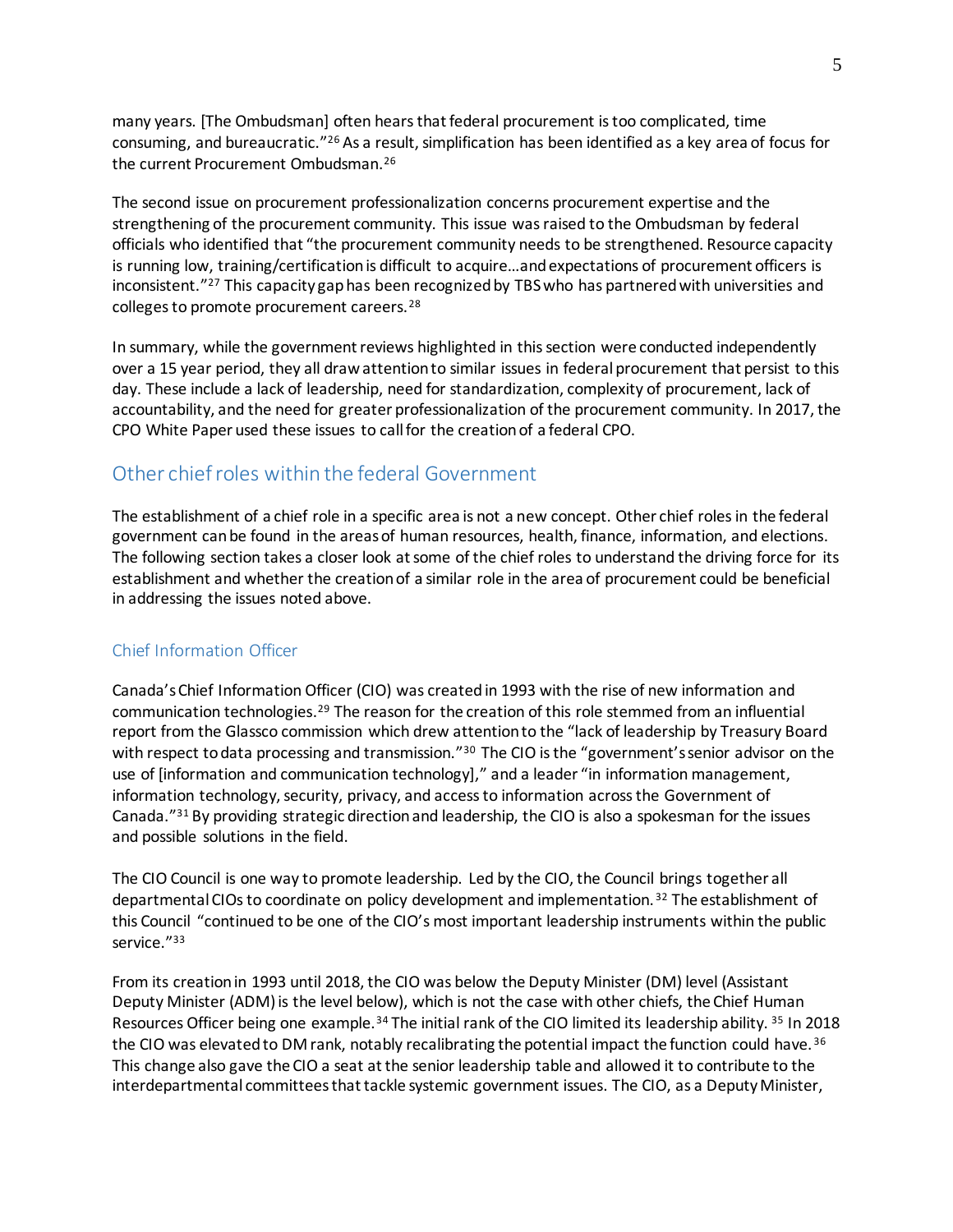many years. [The Ombudsman] often hears that federal procurement is too complicated, time consuming, and bureaucratic."[26] As a result, simplification has been identified as a key area of focus for the current Procurement Ombudsman.[26]

The second issue on procurement professionalization concerns procurement expertise and the strengthening of the procurement community. This issue was raised to the Ombudsman by federal officials who identified that "the procurement community needs to be strengthened. Resource capacity is running low, training/certification is difficult to acquire…and expectations of procurement officers is inconsistent."[27] This capacity gap has been recognized by TBS who has partnered with universities and colleges to promote procurement careers.[28]

In summary, while the government reviews highlighted in this section were conducted independently over a 15 year period, they all draw attention to similar issues in federal procurement that persist to this day. These include a lack of leadership, need for standardization, complexity of procurement, lack of accountability, and the need for greater professionalization of the procurement community. In 2017, the CPO White Paper used these issues to call for the creation of a federal CPO.

## Other chief roles within the federal Government

The establishment of a chief role in a specific area is not a new concept. Other chief roles in the federal government can be found in the areas of human resources, health, finance, information, and elections. The following section takes a closer look at some of the chief roles to understand the driving force for its establishment and whether the creation of a similar role in the area of procurement could be beneficial in addressing the issues noted above.

### Chief Information Officer

Canada's Chief Information Officer (CIO) was created in 1993 with the rise of new information and communication technologies.[29] The reason for the creation of this role stemmed from an influential report from the Glassco commission which drew attention to the "lack of leadership by Treasury Board with respect to data processing and transmission."[30] The CIO is the "government's senior advisor on the use of [information and communication technology]," and a leader "in information management, information technology, security, privacy, and access to information across the Government of Canada."[31] By providing strategic direction and leadership, the CIO is also a spokesman for the issues and possible solutions in the field.

The CIO Council is one way to promote leadership. Led by the CIO, the Council brings together all departmental CIOs to coordinate on policy development and implementation.[32] The establishment of this Council "continued to be one of the CIO's most important leadership instruments within the public service."[33]

From its creation in 1993 until 2018, the CIO was below the Deputy Minister (DM) level (Assistant Deputy Minister (ADM) is the level below), which is not the case with other chiefs, the Chief Human Resources Officer being one example.[34] The initial rank of the CIO limited its leadership ability.[35] In 2018 the CIO was elevated to DM rank, notably recalibrating the potential impact the function could have.[36] This change also gave the CIO a seat at the senior leadership table and allowed it to contribute to the interdepartmental committees that tackle systemic government issues. The CIO, as a Deputy Minister,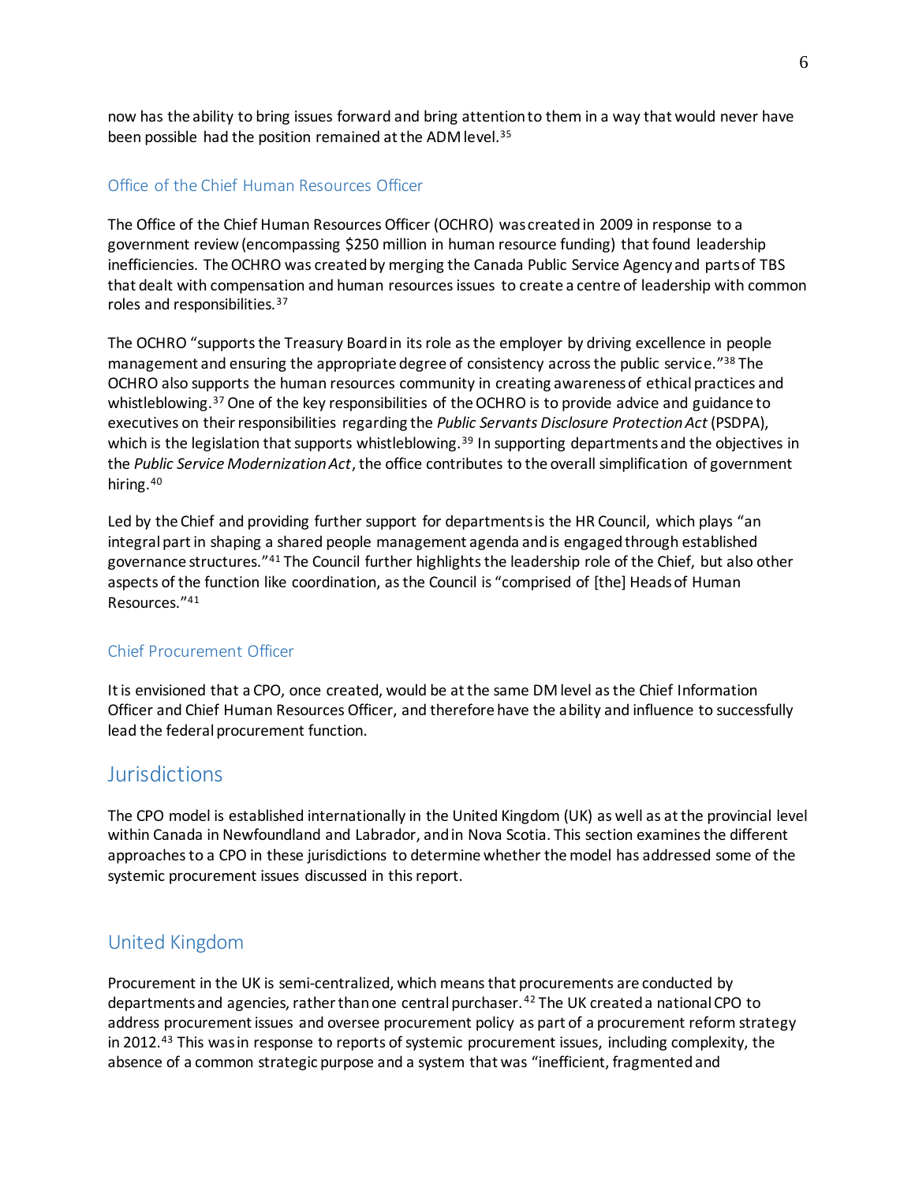now has the ability to bring issues forward and bring attention to them in a way that would never have been possible had the position remained at the ADM level.[35]

### Office of the Chief Human Resources Officer

The Office of the Chief Human Resources Officer (OCHRO) was created in 2009 in response to a government review (encompassing $250 million in human resource funding) that found leadership inefficiencies. The OCHRO was created by merging the Canada Public Service Agency and parts of TBS that dealt with compensation and human resources issues to create a centre of leadership with common roles and responsibilities.[37]

The OCHRO "supports the Treasury Board in its role as the employer by driving excellence in people management and ensuring the appropriate degree of consistency across the public service."[38] The OCHRO also supports the human resources community in creating awareness of ethical practices and whistleblowing.[37] One of the key responsibilities of the OCHRO is to provide advice and guidance to executives on their responsibilities regarding the *Public Servants Disclosure Protection Act* (PSDPA), which is the legislation that supports whistleblowing.[39] In supporting departments and the objectives in the *Public Service Modernization Act*, the office contributes to the overall simplification of government hiring.[40]

Led by the Chief and providing further support for departments is the HR Council, which plays "an integral part in shaping a shared people management agenda and is engaged through established governance structures."[41] The Council further highlights the leadership role of the Chief, but also other aspects of the function like coordination, as the Council is "comprised of [the] Heads of Human Resources."[41]

### Chief Procurement Officer

It is envisioned that a CPO, once created, would be at the same DM level as the Chief Information Officer and Chief Human Resources Officer, and therefore have the ability and influence to successfully lead the federal procurement function.

## Jurisdictions

The CPO model is established internationally in the United Kingdom (UK) as well as at the provincial level within Canada in Newfoundland and Labrador, and in Nova Scotia. This section examines the different approaches to a CPO in these jurisdictions to determine whether the model has addressed some of the systemic procurement issues discussed in this report.

## United Kingdom

Procurement in the UK is semi-centralized, which means that procurements are conducted by departments and agencies, rather than one central purchaser.[42] The UK created a national CPO to address procurement issues and oversee procurement policy as part of a procurement reform strategy in 2012.[43] This was in response to reports of systemic procurement issues, including complexity, the absence of a common strategic purpose and a system that was "inefficient, fragmented and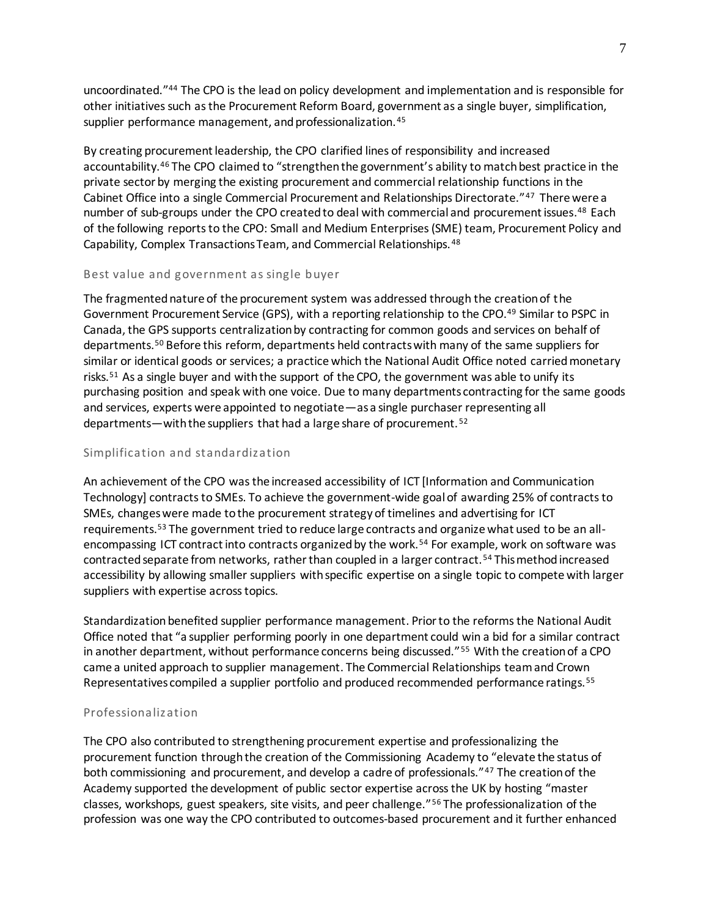uncoordinated."[44] The CPO is the lead on policy development and implementation and is responsible for other initiatives such as the Procurement Reform Board, government as a single buyer, simplification, supplier performance management, and professionalization.[45]

By creating procurement leadership, the CPO clarified lines of responsibility and increased accountability.[46] The CPO claimed to "strengthen the government's ability to match best practice in the private sector by merging the existing procurement and commercial relationship functions in the Cabinet Office into a single Commercial Procurement and Relationships Directorate."[47] There were a number of sub-groups under the CPO created to deal with commercial and procurement issues.[48] Each of the following reports to the CPO: Small and Medium Enterprises (SME) team, Procurement Policy and Capability, Complex Transactions Team, and Commercial Relationships.[48]

### Best value and government as single buyer

The fragmented nature of the procurement system was addressed through the creation of the Government Procurement Service (GPS), with a reporting relationship to the CPO.[49] Similar to PSPC in Canada, the GPS supports centralization by contracting for common goods and services on behalf of departments.[50] Before this reform, departments held contracts with many of the same suppliers for similar or identical goods or services; a practice which the National Audit Office noted carried monetary risks.[51] As a single buyer and with the support of the CPO, the government was able to unify its purchasing position and speak with one voice. Due to many departments contracting for the same goods and services, experts were appointed to negotiate—as a single purchaser representing all departments—with the suppliers that had a large share of procurement.[52]

### Simplification and standardization

An achievement of the CPO was the increased accessibility of ICT [Information and Communication Technology] contracts to SMEs. To achieve the government-wide goal of awarding 25% of contracts to SMEs, changes were made to the procurement strategy of timelines and advertising for ICT requirements.[53] The government tried to reduce large contracts and organize what used to be an all-encompassing ICT contract into contracts organized by the work.[54] For example, work on software was contracted separate from networks, rather than coupled in a larger contract.[54] This method increased accessibility by allowing smaller suppliers with specific expertise on a single topic to compete with larger suppliers with expertise across topics.

Standardization benefited supplier performance management. Prior to the reforms the National Audit Office noted that "a supplier performing poorly in one department could win a bid for a similar contract in another department, without performance concerns being discussed."[55] With the creation of a CPO came a united approach to supplier management. The Commercial Relationships team and Crown Representatives compiled a supplier portfolio and produced recommended performance ratings.[55]

### Professionalization

The CPO also contributed to strengthening procurement expertise and professionalizing the procurement function through the creation of the Commissioning Academy to "elevate the status of both commissioning and procurement, and develop a cadre of professionals."[47] The creation of the Academy supported the development of public sector expertise across the UK by hosting "master classes, workshops, guest speakers, site visits, and peer challenge."[56] The professionalization of the profession was one way the CPO contributed to outcomes-based procurement and it further enhanced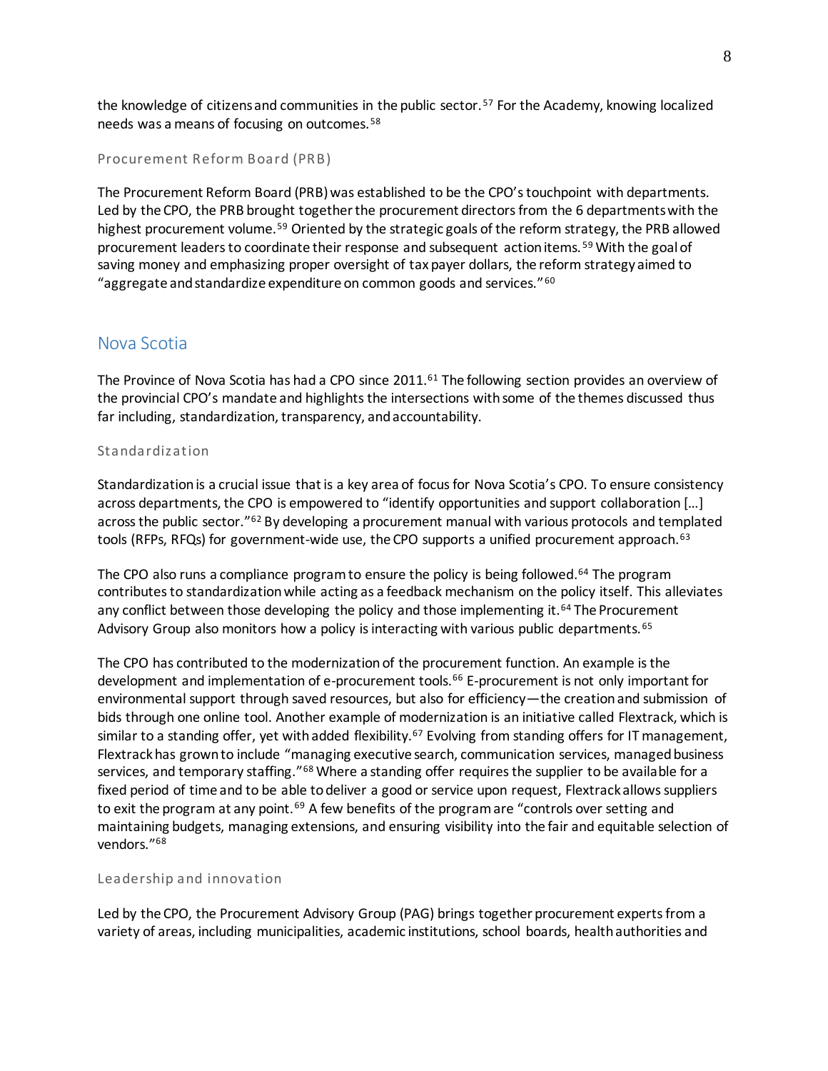the knowledge of citizens and communities in the public sector.[57] For the Academy, knowing localized needs was a means of focusing on outcomes.[58]

### Procurement Reform Board (PRB)

The Procurement Reform Board (PRB) was established to be the CPO's touchpoint with departments. Led by the CPO, the PRB brought together the procurement directors from the 6 departments with the highest procurement volume.[59] Oriented by the strategic goals of the reform strategy, the PRB allowed procurement leaders to coordinate their response and subsequent action items.[59] With the goal of saving money and emphasizing proper oversight of tax payer dollars, the reform strategy aimed to "aggregate and standardize expenditure on common goods and services."[60]

## Nova Scotia

The Province of Nova Scotia has had a CPO since 2011.[61] The following section provides an overview of the provincial CPO's mandate and highlights the intersections with some of the themes discussed thus far including, standardization, transparency, and accountability.

### Standardization

Standardization is a crucial issue that is a key area of focus for Nova Scotia's CPO. To ensure consistency across departments, the CPO is empowered to "identify opportunities and support collaboration […] across the public sector."[62] By developing a procurement manual with various protocols and templated tools (RFPs, RFQs) for government-wide use, the CPO supports a unified procurement approach.[63]

The CPO also runs a compliance program to ensure the policy is being followed.[64] The program contributes to standardization while acting as a feedback mechanism on the policy itself. This alleviates any conflict between those developing the policy and those implementing it.[64] The Procurement Advisory Group also monitors how a policy is interacting with various public departments.[65]

The CPO has contributed to the modernization of the procurement function. An example is the development and implementation of e-procurement tools.[66] E-procurement is not only important for environmental support through saved resources, but also for efficiency—the creation and submission of bids through one online tool. Another example of modernization is an initiative called Flextrack, which is similar to a standing offer, yet with added flexibility.[67] Evolving from standing offers for IT management, Flextrack has grown to include "managing executive search, communication services, managed business services, and temporary staffing."[68] Where a standing offer requires the supplier to be available for a fixed period of time and to be able to deliver a good or service upon request, Flextrack allows suppliers to exit the program at any point.[69] A few benefits of the program are "controls over setting and maintaining budgets, managing extensions, and ensuring visibility into the fair and equitable selection of vendors."[68]

### Leadership and innovation

Led by the CPO, the Procurement Advisory Group (PAG) brings together procurement experts from a variety of areas, including municipalities, academic institutions, school boards, health authorities and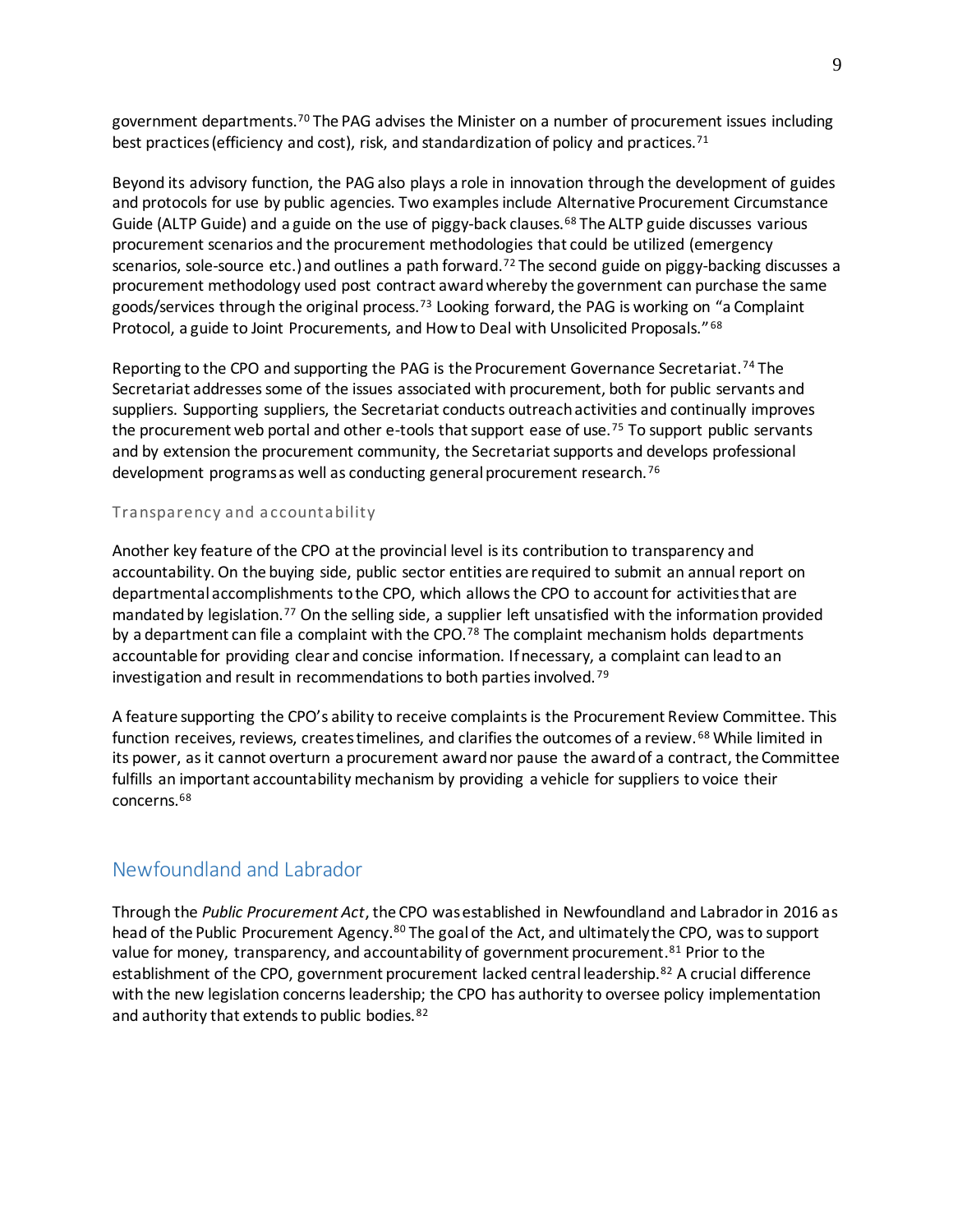government departments.[70] The PAG advises the Minister on a number of procurement issues including best practices (efficiency and cost), risk, and standardization of policy and practices.[71]

Beyond its advisory function, the PAG also plays a role in innovation through the development of guides and protocols for use by public agencies. Two examples include Alternative Procurement Circumstance Guide (ALTP Guide) and a guide on the use of piggy-back clauses.[68] The ALTP guide discusses various procurement scenarios and the procurement methodologies that could be utilized (emergency scenarios, sole-source etc.) and outlines a path forward.[72] The second guide on piggy-backing discusses a procurement methodology used post contract award whereby the government can purchase the same goods/services through the original process.[73] Looking forward, the PAG is working on "a Complaint Protocol, a guide to Joint Procurements, and How to Deal with Unsolicited Proposals."[68]

Reporting to the CPO and supporting the PAG is the Procurement Governance Secretariat.[74] The Secretariat addresses some of the issues associated with procurement, both for public servants and suppliers. Supporting suppliers, the Secretariat conducts outreach activities and continually improves the procurement web portal and other e-tools that support ease of use.[75] To support public servants and by extension the procurement community, the Secretariat supports and develops professional development programs as well as conducting general procurement research.[76]

### Transparency and accountability

Another key feature of the CPO at the provincial level is its contribution to transparency and accountability. On the buying side, public sector entities are required to submit an annual report on departmental accomplishments to the CPO, which allows the CPO to account for activities that are mandated by legislation.[77] On the selling side, a supplier left unsatisfied with the information provided by a department can file a complaint with the CPO.[78] The complaint mechanism holds departments accountable for providing clear and concise information. If necessary, a complaint can lead to an investigation and result in recommendations to both parties involved.[79]

A feature supporting the CPO's ability to receive complaints is the Procurement Review Committee. This function receives, reviews, creates timelines, and clarifies the outcomes of a review.[68] While limited in its power, as it cannot overturn a procurement award nor pause the award of a contract, the Committee fulfills an important accountability mechanism by providing a vehicle for suppliers to voice their concerns.[68]

## Newfoundland and Labrador

Through the *Public Procurement Act*, the CPO was established in Newfoundland and Labrador in 2016 as head of the Public Procurement Agency.[80] The goal of the Act, and ultimately the CPO, was to support value for money, transparency, and accountability of government procurement.[81] Prior to the establishment of the CPO, government procurement lacked central leadership.[82] A crucial difference with the new legislation concerns leadership; the CPO has authority to oversee policy implementation and authority that extends to public bodies.[82]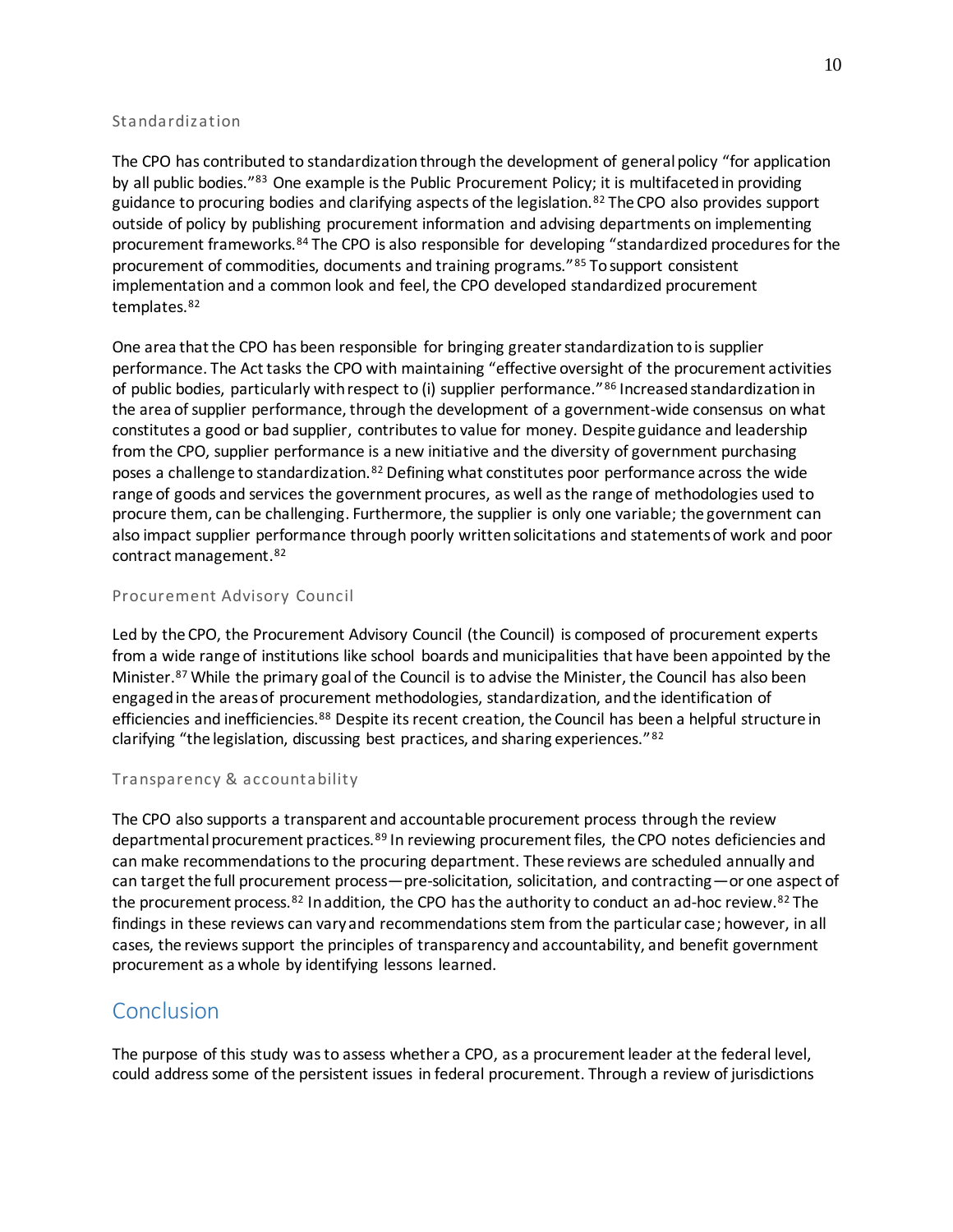### Standardization

The CPO has contributed to standardization through the development of general policy "for application by all public bodies."[83] One example is the Public Procurement Policy; it is multifaceted in providing guidance to procuring bodies and clarifying aspects of the legislation.[82] The CPO also provides support outside of policy by publishing procurement information and advising departments on implementing procurement frameworks.[84] The CPO is also responsible for developing "standardized procedures for the procurement of commodities, documents and training programs."[85] To support consistent implementation and a common look and feel, the CPO developed standardized procurement templates.[82]

One area that the CPO has been responsible for bringing greater standardization to is supplier performance. The Act tasks the CPO with maintaining "effective oversight of the procurement activities of public bodies, particularly with respect to (i) supplier performance."[86] Increased standardization in the area of supplier performance, through the development of a government-wide consensus on what constitutes a good or bad supplier, contributes to value for money. Despite guidance and leadership from the CPO, supplier performance is a new initiative and the diversity of government purchasing poses a challenge to standardization.[82] Defining what constitutes poor performance across the wide range of goods and services the government procures, as well as the range of methodologies used to procure them, can be challenging. Furthermore, the supplier is only one variable; the government can also impact supplier performance through poorly written solicitations and statements of work and poor contract management.[82]

### Procurement Advisory Council

Led by the CPO, the Procurement Advisory Council (the Council) is composed of procurement experts from a wide range of institutions like school boards and municipalities that have been appointed by the Minister.[87] While the primary goal of the Council is to advise the Minister, the Council has also been engaged in the areas of procurement methodologies, standardization, and the identification of efficiencies and inefficiencies.[88] Despite its recent creation, the Council has been a helpful structure in clarifying "the legislation, discussing best practices, and sharing experiences."[82]

### Transparency & accountability

The CPO also supports a transparent and accountable procurement process through the review departmental procurement practices.[89] In reviewing procurement files, the CPO notes deficiencies and can make recommendations to the procuring department. These reviews are scheduled annually and can target the full procurement process—pre-solicitation, solicitation, and contracting—or one aspect of the procurement process.[82] In addition, the CPO has the authority to conduct an ad-hoc review.[82] The findings in these reviews can vary and recommendations stem from the particular case; however, in all cases, the reviews support the principles of transparency and accountability, and benefit government procurement as a whole by identifying lessons learned.

## Conclusion

The purpose of this study was to assess whether a CPO, as a procurement leader at the federal level, could address some of the persistent issues in federal procurement. Through a review of jurisdictions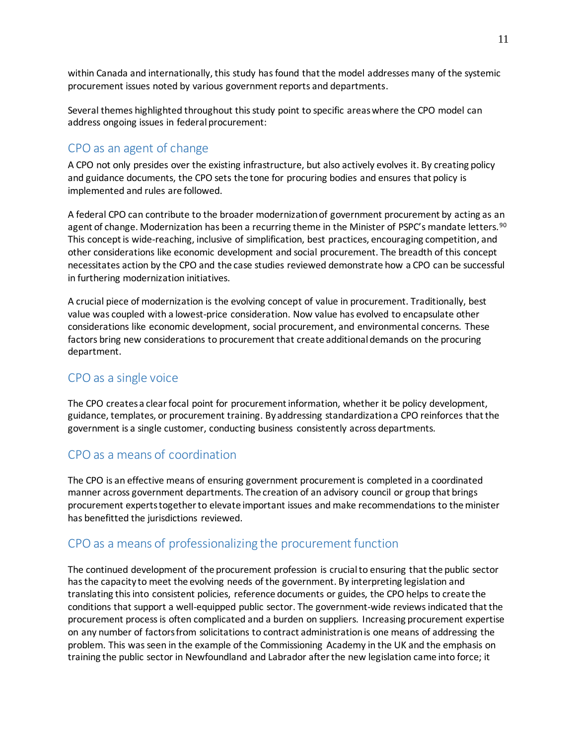within Canada and internationally, this study has found that the model addresses many of the systemic procurement issues noted by various government reports and departments.

Several themes highlighted throughout this study point to specific areas where the CPO model can address ongoing issues in federal procurement:

## CPO as an agent of change

A CPO not only presides over the existing infrastructure, but also actively evolves it. By creating policy and guidance documents, the CPO sets the tone for procuring bodies and ensures that policy is implemented and rules are followed.

A federal CPO can contribute to the broader modernization of government procurement by acting as an agent of change. Modernization has been a recurring theme in the Minister of PSPC's mandate letters.[90] This concept is wide-reaching, inclusive of simplification, best practices, encouraging competition, and other considerations like economic development and social procurement. The breadth of this concept necessitates action by the CPO and the case studies reviewed demonstrate how a CPO can be successful in furthering modernization initiatives.

A crucial piece of modernization is the evolving concept of value in procurement. Traditionally, best value was coupled with a lowest-price consideration. Now value has evolved to encapsulate other considerations like economic development, social procurement, and environmental concerns. These factors bring new considerations to procurement that create additional demands on the procuring department.

## CPO as a single voice

The CPO creates a clear focal point for procurement information, whether it be policy development, guidance, templates, or procurement training. By addressing standardization a CPO reinforces that the government is a single customer, conducting business consistently across departments.

## CPO as a means of coordination

The CPO is an effective means of ensuring government procurement is completed in a coordinated manner across government departments. The creation of an advisory council or group that brings procurement experts together to elevate important issues and make recommendations to the minister has benefitted the jurisdictions reviewed.

## CPO as a means of professionalizing the procurement function

The continued development of the procurement profession is crucial to ensuring that the public sector has the capacity to meet the evolving needs of the government. By interpreting legislation and translating this into consistent policies, reference documents or guides, the CPO helps to create the conditions that support a well-equipped public sector. The government-wide reviews indicated that the procurement process is often complicated and a burden on suppliers. Increasing procurement expertise on any number of factors from solicitations to contract administration is one means of addressing the problem. This was seen in the example of the Commissioning Academy in the UK and the emphasis on training the public sector in Newfoundland and Labrador after the new legislation came into force; it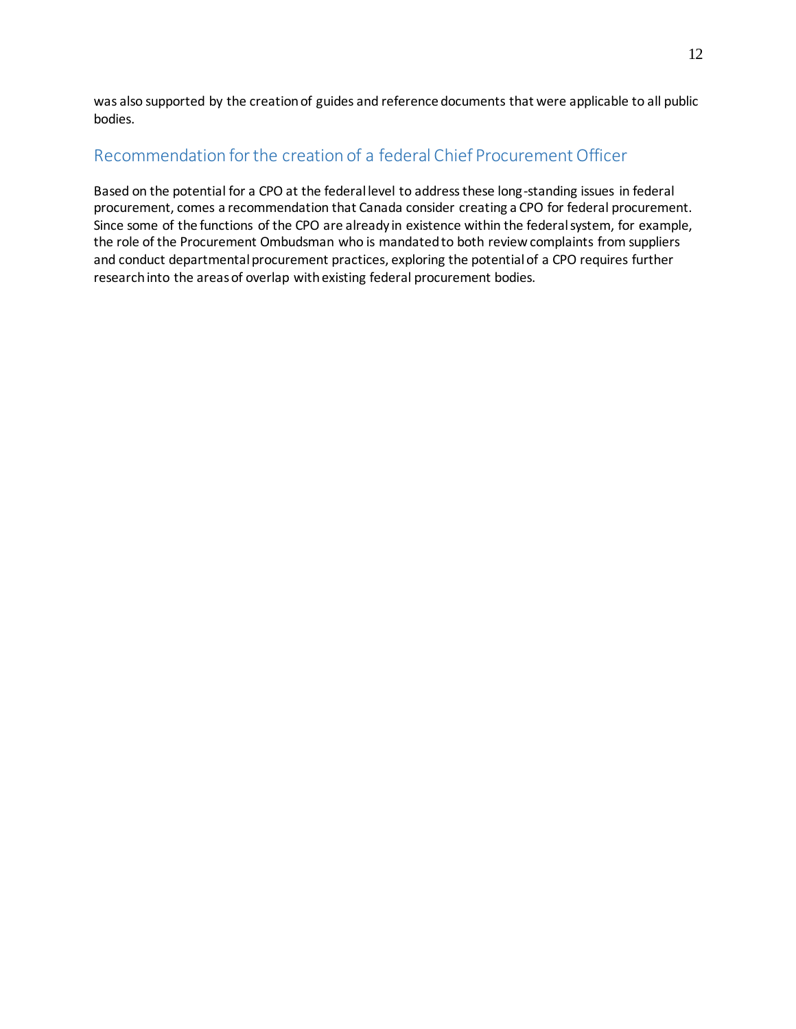was also supported by the creation of guides and reference documents that were applicable to all public bodies.

## Recommendation for the creation of a federal Chief Procurement Officer

Based on the potential for a CPO at the federal level to address these long-standing issues in federal procurement, comes a recommendation that Canada consider creating a CPO for federal procurement. Since some of the functions of the CPO are already in existence within the federal system, for example, the role of the Procurement Ombudsman who is mandated to both review complaints from suppliers and conduct departmental procurement practices, exploring the potential of a CPO requires further research into the areas of overlap with existing federal procurement bodies.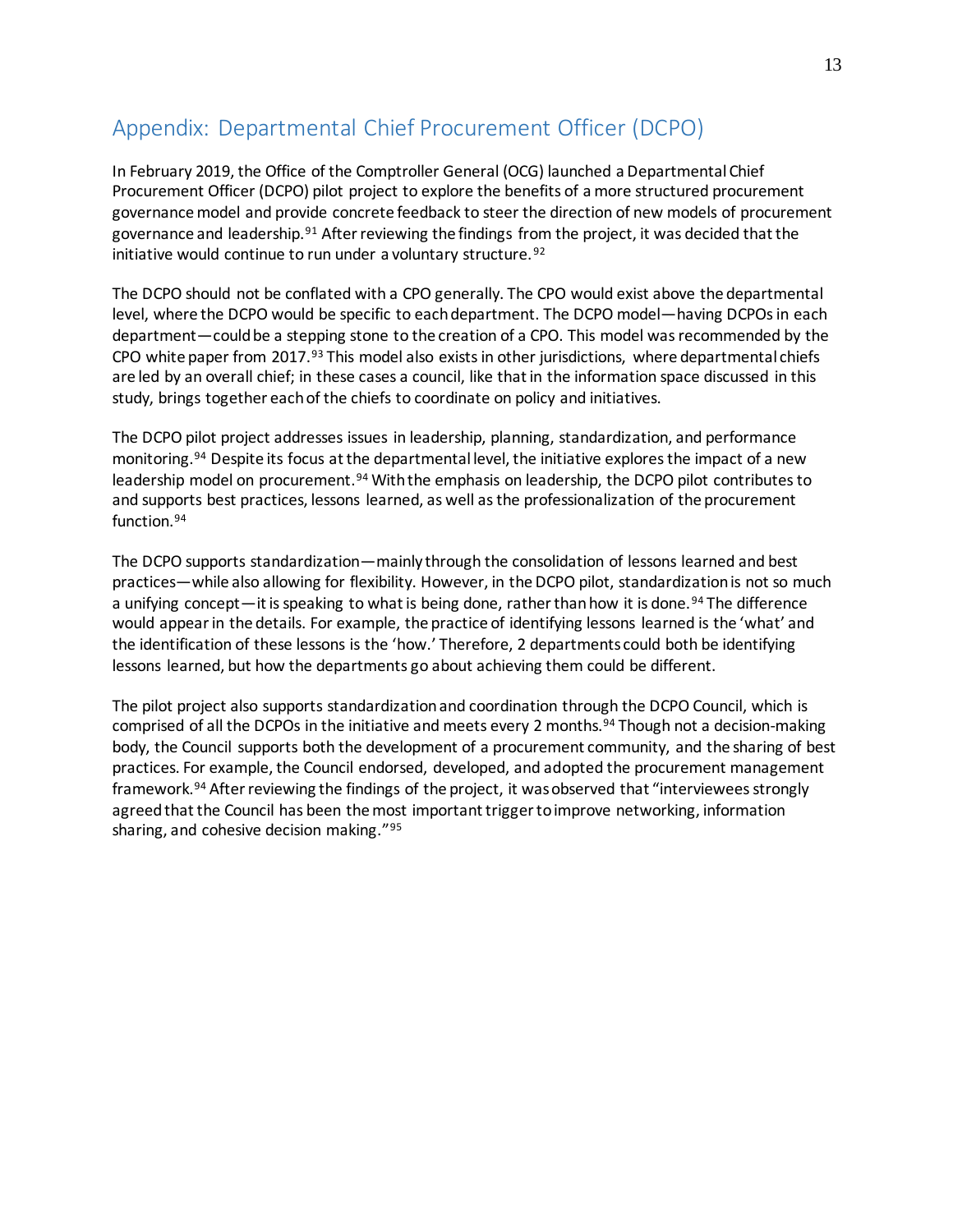## Appendix: Departmental Chief Procurement Officer (DCPO)

In February 2019, the Office of the Comptroller General (OCG) launched a Departmental Chief Procurement Officer (DCPO) pilot project to explore the benefits of a more structured procurement governance model and provide concrete feedback to steer the direction of new models of procurement governance and leadership.[91] After reviewing the findings from the project, it was decided that the initiative would continue to run under a voluntary structure.[92]

The DCPO should not be conflated with a CPO generally. The CPO would exist above the departmental level, where the DCPO would be specific to each department. The DCPO model—having DCPOs in each department—could be a stepping stone to the creation of a CPO. This model was recommended by the CPO white paper from 2017.[93] This model also exists in other jurisdictions, where departmental chiefs are led by an overall chief; in these cases a council, like that in the information space discussed in this study, brings together each of the chiefs to coordinate on policy and initiatives.

The DCPO pilot project addresses issues in leadership, planning, standardization, and performance monitoring.[94] Despite its focus at the departmental level, the initiative explores the impact of a new leadership model on procurement.[94] With the emphasis on leadership, the DCPO pilot contributes to and supports best practices, lessons learned, as well as the professionalization of the procurement function.[94]

The DCPO supports standardization—mainly through the consolidation of lessons learned and best practices—while also allowing for flexibility. However, in the DCPO pilot, standardization is not so much a unifying concept—it is speaking to what is being done, rather than how it is done.[94] The difference would appear in the details. For example, the practice of identifying lessons learned is the 'what' and the identification of these lessons is the 'how.' Therefore, 2 departments could both be identifying lessons learned, but how the departments go about achieving them could be different.

The pilot project also supports standardization and coordination through the DCPO Council, which is comprised of all the DCPOs in the initiative and meets every 2 months.[94] Though not a decision-making body, the Council supports both the development of a procurement community, and the sharing of best practices. For example, the Council endorsed, developed, and adopted the procurement management framework.[94] After reviewing the findings of the project, it was observed that "interviewees strongly agreed that the Council has been the most important trigger to improve networking, information sharing, and cohesive decision making."[95]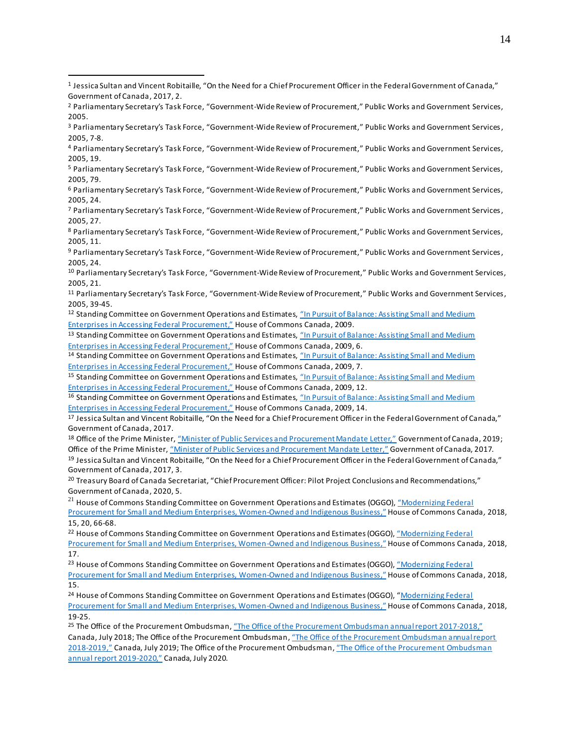[1] Jessica Sultan and Vincent Robitaille, "On the Need for a Chief Procurement Officer in the Federal Government of Canada," Government of Canada, 2017, 2.

[2] Parliamentary Secretary's Task Force, "Government-Wide Review of Procurement," Public Works and Government Services, 2005.

[3] Parliamentary Secretary's Task Force, "Government-Wide Review of Procurement," Public Works and Government Services, 2005, 7-8.

[4] Parliamentary Secretary's Task Force, "Government-Wide Review of Procurement," Public Works and Government Services, 2005, 19.

[5] Parliamentary Secretary's Task Force, "Government-Wide Review of Procurement," Public Works and Government Services, 2005, 79.

[6] Parliamentary Secretary's Task Force, "Government-Wide Review of Procurement," Public Works and Government Services, 2005, 24.

[7] Parliamentary Secretary's Task Force, "Government-Wide Review of Procurement," Public Works and Government Services, 2005, 27.

[8] Parliamentary Secretary's Task Force, "Government-Wide Review of Procurement," Public Works and Government Services, 2005, 11.

[9] Parliamentary Secretary's Task Force, "Government-Wide Review of Procurement," Public Works and Government Services, 2005, 24.

[10] Parliamentary Secretary's Task Force, "Government-Wide Review of Procurement," Public Works and Government Services, 2005, 21.

[11] Parliamentary Secretary's Task Force, "Government-Wide Review of Procurement," Public Works and Government Services, 2005, 39-45.

[12] Standing Committee on Government Operations and Estimates, "In Pursuit of Balance: Assisting Small and Medium Enterprises in Accessing Federal Procurement," House of Commons Canada, 2009.

[13] Standing Committee on Government Operations and Estimates, "In Pursuit of Balance: Assisting Small and Medium Enterprises in Accessing Federal Procurement," House of Commons Canada, 2009, 6.

[14] Standing Committee on Government Operations and Estimates, "In Pursuit of Balance: Assisting Small and Medium Enterprises in Accessing Federal Procurement," House of Commons Canada, 2009, 7.

[15] Standing Committee on Government Operations and Estimates, "In Pursuit of Balance: Assisting Small and Medium Enterprises in Accessing Federal Procurement," House of Commons Canada, 2009, 12.

[16] Standing Committee on Government Operations and Estimates, "In Pursuit of Balance: Assisting Small and Medium Enterprises in Accessing Federal Procurement," House of Commons Canada, 2009, 14.

[17] Jessica Sultan and Vincent Robitaille, "On the Need for a Chief Procurement Officer in the Federal Government of Canada," Government of Canada, 2017.

[18] Office of the Prime Minister, "Minister of Public Services and Procurement Mandate Letter," Government of Canada, 2019; Office of the Prime Minister, "Minister of Public Services and Procurement Mandate Letter," Government of Canada, 2017.

[19] Jessica Sultan and Vincent Robitaille, "On the Need for a Chief Procurement Officer in the Federal Government of Canada," Government of Canada, 2017, 3.

[20] Treasury Board of Canada Secretariat, "Chief Procurement Officer: Pilot Project Conclusions and Recommendations," Government of Canada, 2020, 5.

[21] House of Commons Standing Committee on Government Operations and Estimates (OGGO), "Modernizing Federal Procurement for Small and Medium Enterprises, Women-Owned and Indigenous Business," House of Commons Canada, 2018, 15, 20, 66-68.

[22] House of Commons Standing Committee on Government Operations and Estimates (OGGO), "Modernizing Federal Procurement for Small and Medium Enterprises, Women-Owned and Indigenous Business," House of Commons Canada, 2018, 17.

[23] House of Commons Standing Committee on Government Operations and Estimates (OGGO), "Modernizing Federal Procurement for Small and Medium Enterprises, Women-Owned and Indigenous Business," House of Commons Canada, 2018, 15.

[24] House of Commons Standing Committee on Government Operations and Estimates (OGGO), "Modernizing Federal Procurement for Small and Medium Enterprises, Women-Owned and Indigenous Business," House of Commons Canada, 2018, 19-25.

[25] The Office of the Procurement Ombudsman, "The Office of the Procurement Ombudsman annual report 2017-2018," Canada, July 2018; The Office of the Procurement Ombudsman, "The Office of the Procurement Ombudsman annual report 2018-2019," Canada, July 2019; The Office of the Procurement Ombudsman, "The Office of the Procurement Ombudsman annual report 2019-2020," Canada, July 2020.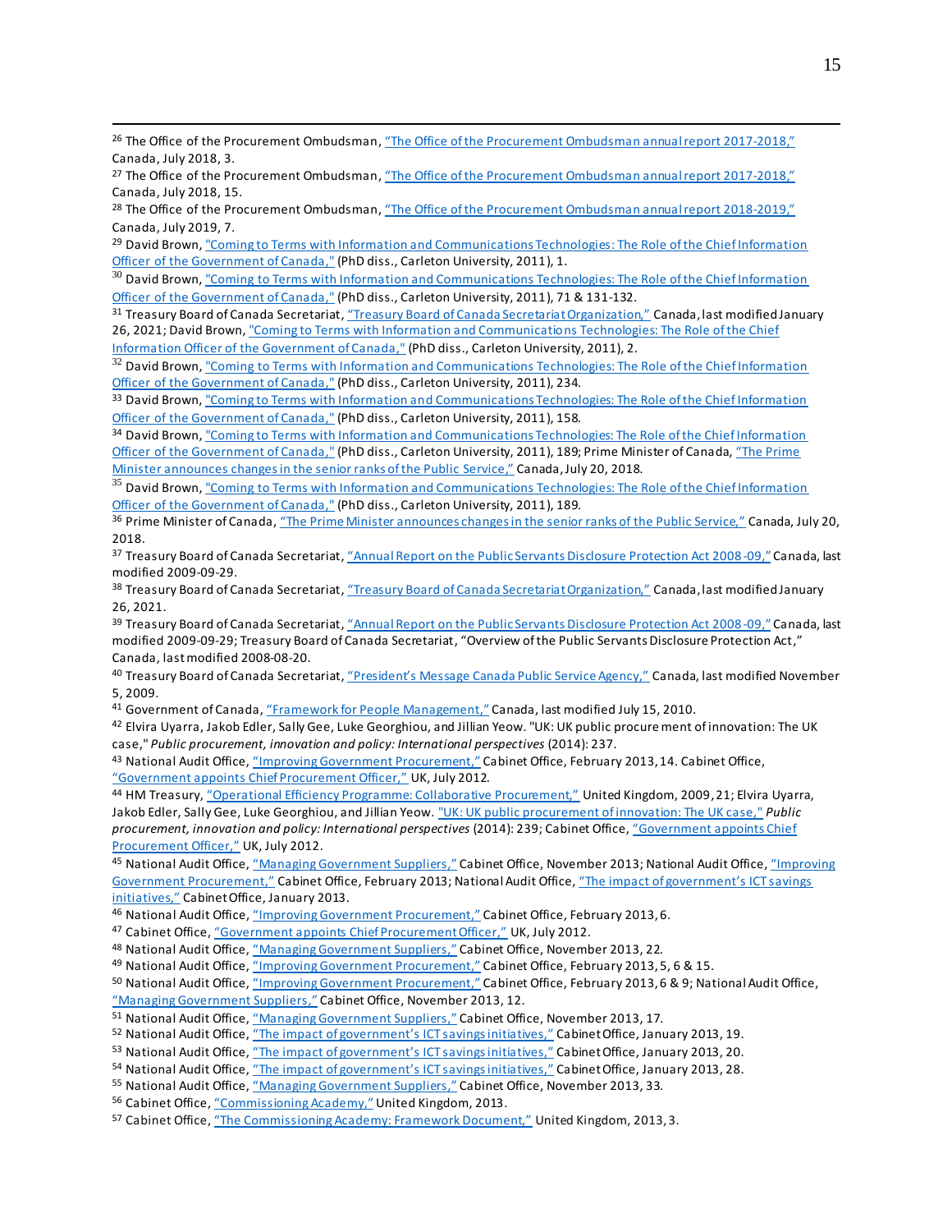[26] The Office of the Procurement Ombudsman, "The Office of the Procurement Ombudsman annual report 2017-2018," Canada, July 2018, 3.

[27] The Office of the Procurement Ombudsman, "The Office of the Procurement Ombudsman annual report 2017-2018," Canada, July 2018, 15.

[28] The Office of the Procurement Ombudsman, "The Office of the Procurement Ombudsman annual report 2018-2019," Canada, July 2019, 7.

[29] David Brown, "Coming to Terms with Information and Communications Technologies: The Role of the Chief Information Officer of the Government of Canada," (PhD diss., Carleton University, 2011), 1.

[30] David Brown, "Coming to Terms with Information and Communications Technologies: The Role of the Chief Information Officer of the Government of Canada," (PhD diss., Carleton University, 2011), 71 & 131-132.

[31] Treasury Board of Canada Secretariat, "Treasury Board of Canada Secretariat Organization," Canada, last modified January 26, 2021; David Brown, "Coming to Terms with Information and Communications Technologies: The Role of the Chief Information Officer of the Government of Canada," (PhD diss., Carleton University, 2011), 2.

[32] David Brown, "Coming to Terms with Information and Communications Technologies: The Role of the Chief Information Officer of the Government of Canada," (PhD diss., Carleton University, 2011), 234.

[33] David Brown, "Coming to Terms with Information and Communications Technologies: The Role of the Chief Information Officer of the Government of Canada," (PhD diss., Carleton University, 2011), 158.

[34] David Brown, "Coming to Terms with Information and Communications Technologies: The Role of the Chief Information Officer of the Government of Canada," (PhD diss., Carleton University, 2011), 189; Prime Minister of Canada, "The Prime Minister announces changes in the senior ranks of the Public Service," Canada, July 20, 2018.

[35] David Brown, "Coming to Terms with Information and Communications Technologies: The Role of the Chief Information Officer of the Government of Canada," (PhD diss., Carleton University, 2011), 189.

[36] Prime Minister of Canada, "The Prime Minister announces changes in the senior ranks of the Public Service," Canada, July 20, 2018.

[37] Treasury Board of Canada Secretariat, "Annual Report on the Public Servants Disclosure Protection Act 2008-09," Canada, last modified 2009-09-29.

[38] Treasury Board of Canada Secretariat, "Treasury Board of Canada Secretariat Organization," Canada, last modified January 26, 2021.

[39] Treasury Board of Canada Secretariat, "Annual Report on the Public Servants Disclosure Protection Act 2008-09," Canada, last modified 2009-09-29; Treasury Board of Canada Secretariat, "Overview of the Public Servants Disclosure Protection Act," Canada, last modified 2008-08-20.

[40] Treasury Board of Canada Secretariat, "President's Message Canada Public Service Agency," Canada, last modified November 5, 2009.

[41] Government of Canada, "Framework for People Management," Canada, last modified July 15, 2010.

[42] Elvira Uyarra, Jakob Edler, Sally Gee, Luke Georghiou, and Jillian Yeow. "UK: UK public procurement of innovation: The UK case," *Public procurement, innovation and policy: International perspectives* (2014): 237.

[43] National Audit Office, "Improving Government Procurement," Cabinet Office, February 2013, 14. Cabinet Office, "Government appoints Chief Procurement Officer," UK, July 2012.

[44] HM Treasury, "Operational Efficiency Programme: Collaborative Procurement," United Kingdom, 2009, 21; Elvira Uyarra, Jakob Edler, Sally Gee, Luke Georghiou, and Jillian Yeow. "UK: UK public procurement of innovation: The UK case," *Public procurement, innovation and policy: International perspectives* (2014): 239; Cabinet Office, "Government appoints Chief Procurement Officer," UK, July 2012.

[45] National Audit Office, "Managing Government Suppliers," Cabinet Office, November 2013; National Audit Office, "Improving Government Procurement," Cabinet Office, February 2013; National Audit Office, "The impact of government's ICT savings initiatives," Cabinet Office, January 2013.

[46] National Audit Office, "Improving Government Procurement," Cabinet Office, February 2013, 6.

[47] Cabinet Office, "Government appoints Chief Procurement Officer," UK, July 2012.

[48] National Audit Office, "Managing Government Suppliers," Cabinet Office, November 2013, 22.

[49] National Audit Office, "Improving Government Procurement," Cabinet Office, February 2013, 5, 6 & 15.

[50] National Audit Office, "Improving Government Procurement," Cabinet Office, February 2013, 6 & 9; National Audit Office, "Managing Government Suppliers," Cabinet Office, November 2013, 12.

[51] National Audit Office, "Managing Government Suppliers," Cabinet Office, November 2013, 17.

[52] National Audit Office, "The impact of government's ICT savings initiatives," Cabinet Office, January 2013, 19.

[53] National Audit Office, "The impact of government's ICT savings initiatives," Cabinet Office, January 2013, 20.

[54] National Audit Office, "The impact of government's ICT savings initiatives," Cabinet Office, January 2013, 28.

[55] National Audit Office, "Managing Government Suppliers," Cabinet Office, November 2013, 33.

[56] Cabinet Office, "Commissioning Academy," United Kingdom, 2013.

[57] Cabinet Office, "The Commissioning Academy: Framework Document," United Kingdom, 2013, 3.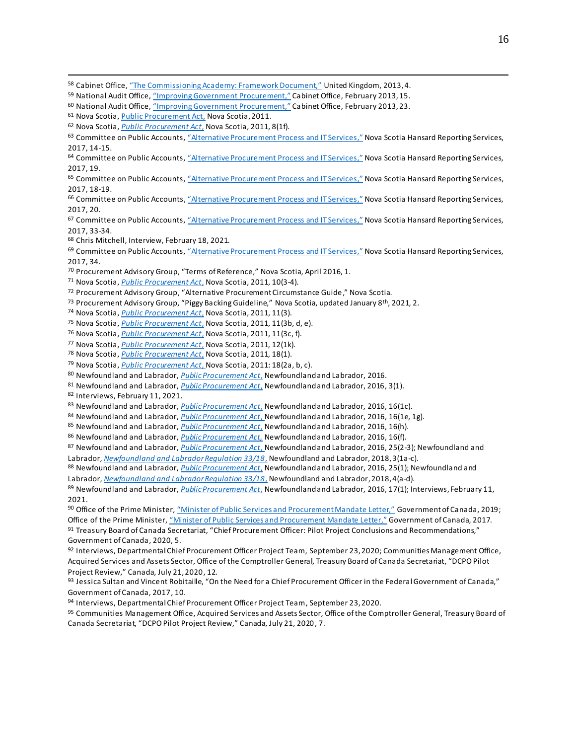[58] Cabinet Office, "The Commissioning Academy: Framework Document," United Kingdom, 2013, 4.

[59] National Audit Office, "Improving Government Procurement," Cabinet Office, February 2013, 15.

[60] National Audit Office, "Improving Government Procurement," Cabinet Office, February 2013, 23.

[61] Nova Scotia, Public Procurement Act, Nova Scotia, 2011.

[62] Nova Scotia, *Public Procurement Act*, Nova Scotia, 2011, 8(1f).

[63] Committee on Public Accounts, "Alternative Procurement Process and IT Services," Nova Scotia Hansard Reporting Services, 2017, 14-15.

[64] Committee on Public Accounts, "Alternative Procurement Process and IT Services," Nova Scotia Hansard Reporting Services, 2017, 19.

[65] Committee on Public Accounts, "Alternative Procurement Process and IT Services," Nova Scotia Hansard Reporting Services, 2017, 18-19.

[66] Committee on Public Accounts, "Alternative Procurement Process and IT Services," Nova Scotia Hansard Reporting Services, 2017, 20.

[67] Committee on Public Accounts, "Alternative Procurement Process and IT Services," Nova Scotia Hansard Reporting Services, 2017, 33-34.

[68] Chris Mitchell, Interview, February 18, 2021.

[69] Committee on Public Accounts, "Alternative Procurement Process and IT Services," Nova Scotia Hansard Reporting Services, 2017, 34.

[70] Procurement Advisory Group, "Terms of Reference," Nova Scotia, April 2016, 1.

[71] Nova Scotia, *Public Procurement Act*, Nova Scotia, 2011, 10(3-4).

[72] Procurement Advisory Group, "Alternative Procurement Circumstance Guide," Nova Scotia.

[73] Procurement Advisory Group, "Piggy Backing Guideline," Nova Scotia, updated January 8th, 2021, 2.

[74] Nova Scotia, *Public Procurement Act*, Nova Scotia, 2011, 11(3).

[75] Nova Scotia, *Public Procurement Act*, Nova Scotia, 2011, 11(3b, d, e).

[76] Nova Scotia, *Public Procurement Act*, Nova Scotia, 2011, 11(3c, f).

[77] Nova Scotia, *Public Procurement Act*, Nova Scotia, 2011, 12(1k).

[78] Nova Scotia, *Public Procurement Act*, Nova Scotia, 2011, 18(1).

[79] Nova Scotia, *Public Procurement Act*, Nova Scotia, 2011: 18(2a, b, c).

[80] Newfoundland and Labrador, *Public Procurement Act*, Newfoundland and Labrador, 2016.

[81] Newfoundland and Labrador, *Public Procurement Act*, Newfoundland and Labrador, 2016, 3(1).

[82] Interviews, February 11, 2021.

[83] Newfoundland and Labrador, *Public Procurement Act*, Newfoundland and Labrador, 2016, 16(1c).

[84] Newfoundland and Labrador, *Public Procurement Act*, Newfoundland and Labrador, 2016, 16(1e, 1g).

[85] Newfoundland and Labrador, *Public Procurement Act*, Newfoundland and Labrador, 2016, 16(h).

[86] Newfoundland and Labrador, *Public Procurement Act*, Newfoundland and Labrador, 2016, 16(f).

[87] Newfoundland and Labrador, *Public Procurement Act*, Newfoundland and Labrador, 2016, 25(2-3); Newfoundland and Labrador, *Newfoundland and Labrador Regulation 33/18*, Newfoundland and Labrador, 2018, 3(1a-c).

[88] Newfoundland and Labrador, *Public Procurement Act*, Newfoundland and Labrador, 2016, 25(1); Newfoundland and Labrador, *Newfoundland and Labrador Regulation 33/18*, Newfoundland and Labrador, 2018, 4(a-d).

[89] Newfoundland and Labrador, *Public Procurement Act*, Newfoundland and Labrador, 2016, 17(1); Interviews, February 11, 2021.

[90] Office of the Prime Minister, "Minister of Public Services and Procurement Mandate Letter," Government of Canada, 2019; Office of the Prime Minister, "Minister of Public Services and Procurement Mandate Letter," Government of Canada, 2017.

[91] Treasury Board of Canada Secretariat, "Chief Procurement Officer: Pilot Project Conclusions and Recommendations," Government of Canada, 2020, 5.

[92] Interviews, Departmental Chief Procurement Officer Project Team, September 23, 2020; Communities Management Office, Acquired Services and Assets Sector, Office of the Comptroller General, Treasury Board of Canada Secretariat, "DCPO Pilot Project Review," Canada, July 21, 2020, 12.

[93] Jessica Sultan and Vincent Robitaille, "On the Need for a Chief Procurement Officer in the Federal Government of Canada," Government of Canada, 2017, 10.

[94] Interviews, Departmental Chief Procurement Officer Project Team, September 23, 2020.

[95] Communities Management Office, Acquired Services and Assets Sector, Office of the Comptroller General, Treasury Board of Canada Secretariat, "DCPO Pilot Project Review," Canada, July 21, 2020, 7.